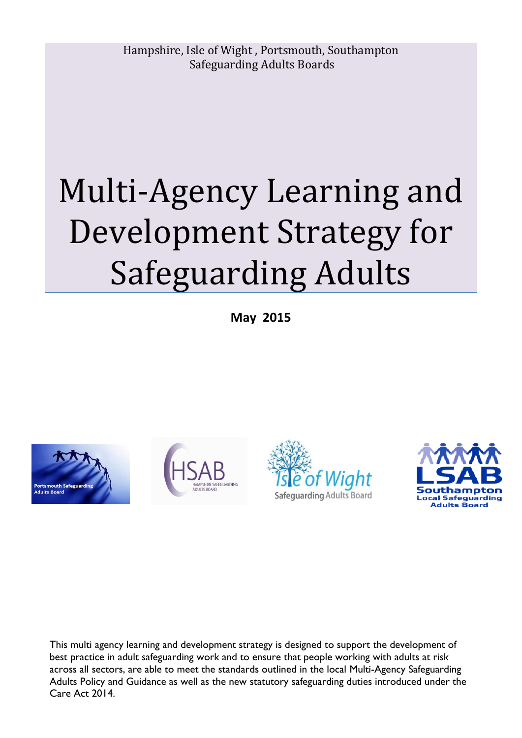Hampshire, Isle of Wight , Portsmouth, Southampton Safeguarding Adults Boards

# Multi-Agency Learning and Development Strategy for Safeguarding Adults

**May 2015**

This multi agency learning and development strategy is designed to support the development of best practice in adult safeguarding work and to ensure that people working with adults at risk across all sectors, are able to meet the standards outlined in the local Multi-Agency Safeguarding Adults Policy and Guidance as well as the new statutory safeguarding duties introduced under the Care Act 2014.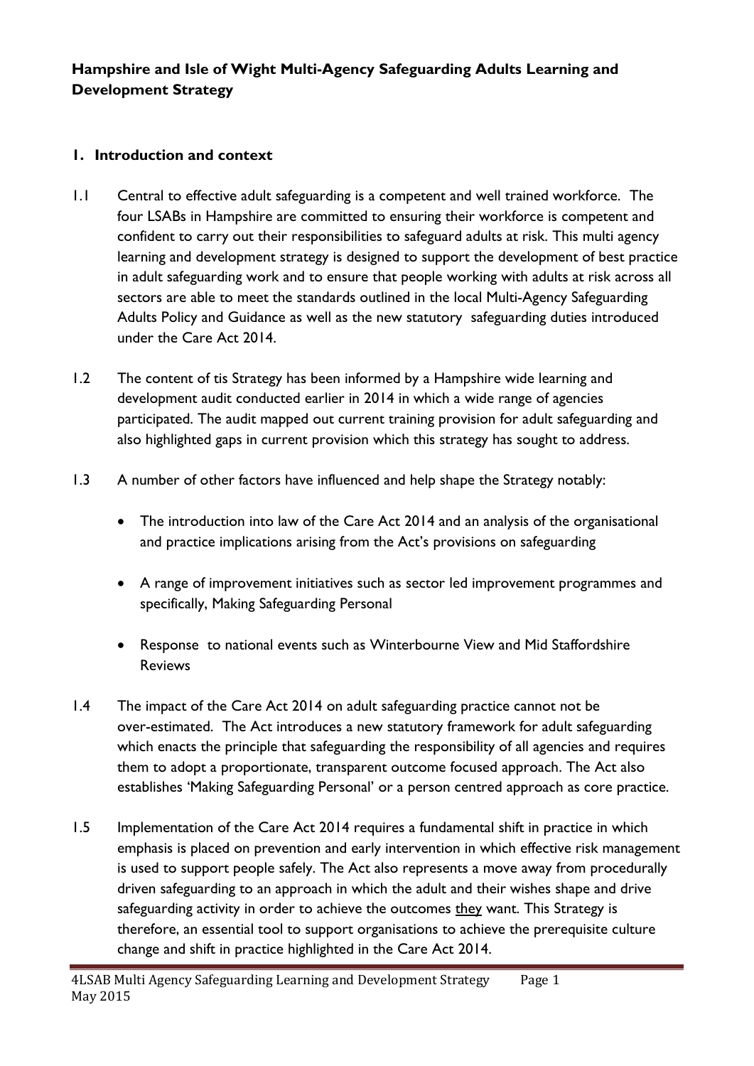# Hampshire and Isle of Wight Multi-Agency Safeguarding Adults Learning and Development Strategy

## 1. Introduction and context

1.1 Central to effective adult safeguarding is a competent and well trained workforce. The four LSABs in Hampshire are committed to ensuring their workforce is competent and confident to carry out their responsibilities to safeguard adults at risk. This multi agency learning and development strategy is designed to support the development of best practice in adult safeguarding work and to ensure that people working with adults at risk across all sectors are able to meet the standards outlined in the local Multi-Agency Safeguarding Adults Policy and Guidance as well as the new statutory safeguarding duties introduced under the Care Act 2014.

1.2 The content of tis Strategy has been informed by a Hampshire wide learning and development audit conducted earlier in 2014 in which a wide range of agencies participated. The audit mapped out current training provision for adult safeguarding and also highlighted gaps in current provision which this strategy has sought to address.

1.3 A number of other factors have influenced and help shape the Strategy notably:

- The introduction into law of the Care Act 2014 and an analysis of the organisational and practice implications arising from the Act's provisions on safeguarding
- A range of improvement initiatives such as sector led improvement programmes and specifically, Making Safeguarding Personal
- Response to national events such as Winterbourne View and Mid Staffordshire Reviews

1.4 The impact of the Care Act 2014 on adult safeguarding practice cannot not be over-estimated. The Act introduces a new statutory framework for adult safeguarding which enacts the principle that safeguarding the responsibility of all agencies and requires them to adopt a proportionate, transparent outcome focused approach. The Act also establishes 'Making Safeguarding Personal' or a person centred approach as core practice.

1.5 Implementation of the Care Act 2014 requires a fundamental shift in practice in which emphasis is placed on prevention and early intervention in which effective risk management is used to support people safely. The Act also represents a move away from procedurally driven safeguarding to an approach in which the adult and their wishes shape and drive safeguarding activity in order to achieve the outcomes <u>they</u> want. This Strategy is therefore, an essential tool to support organisations to achieve the prerequisite culture change and shift in practice highlighted in the Care Act 2014.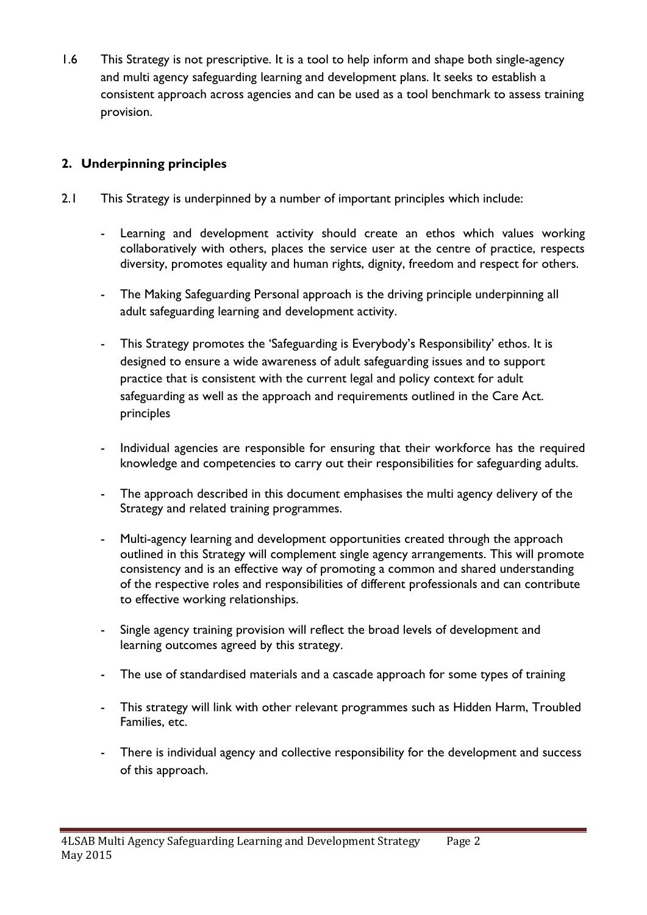1.6 This Strategy is not prescriptive. It is a tool to help inform and shape both single-agency and multi agency safeguarding learning and development plans. It seeks to establish a consistent approach across agencies and can be used as a tool benchmark to assess training provision.

## 2. Underpinning principles

2.1 This Strategy is underpinned by a number of important principles which include:

- Learning and development activity should create an ethos which values working collaboratively with others, places the service user at the centre of practice, respects diversity, promotes equality and human rights, dignity, freedom and respect for others.

- The Making Safeguarding Personal approach is the driving principle underpinning all adult safeguarding learning and development activity.

- This Strategy promotes the 'Safeguarding is Everybody's Responsibility' ethos. It is designed to ensure a wide awareness of adult safeguarding issues and to support practice that is consistent with the current legal and policy context for adult safeguarding as well as the approach and requirements outlined in the Care Act. principles

- Individual agencies are responsible for ensuring that their workforce has the required knowledge and competencies to carry out their responsibilities for safeguarding adults.

- The approach described in this document emphasises the multi agency delivery of the Strategy and related training programmes.

- Multi-agency learning and development opportunities created through the approach outlined in this Strategy will complement single agency arrangements. This will promote consistency and is an effective way of promoting a common and shared understanding of the respective roles and responsibilities of different professionals and can contribute to effective working relationships.

- Single agency training provision will reflect the broad levels of development and learning outcomes agreed by this strategy.

- The use of standardised materials and a cascade approach for some types of training

- This strategy will link with other relevant programmes such as Hidden Harm, Troubled Families, etc.

- There is individual agency and collective responsibility for the development and success of this approach.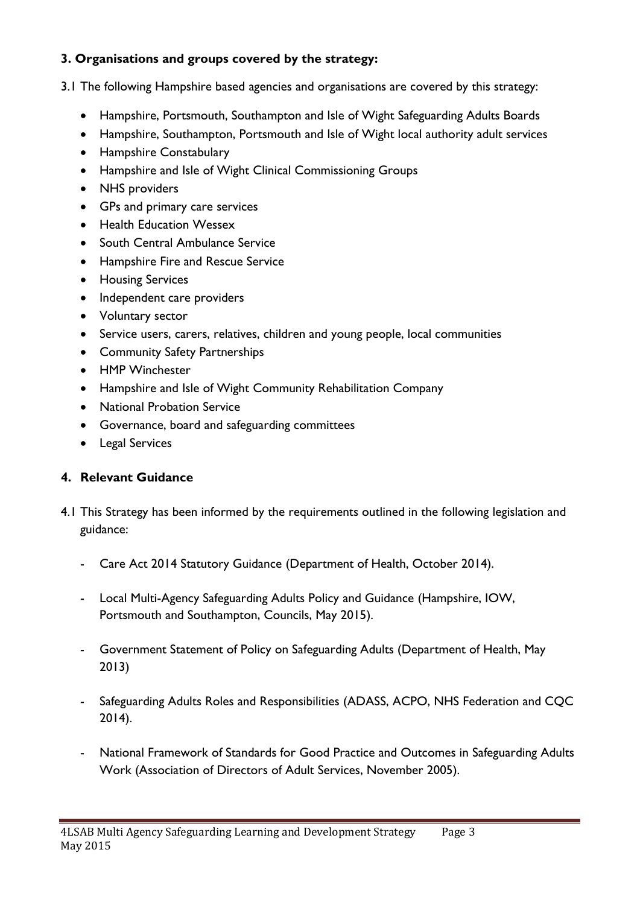### 3. Organisations and groups covered by the strategy:

3.1 The following Hampshire based agencies and organisations are covered by this strategy:

- Hampshire, Portsmouth, Southampton and Isle of Wight Safeguarding Adults Boards
- Hampshire, Southampton, Portsmouth and Isle of Wight local authority adult services
- Hampshire Constabulary
- Hampshire and Isle of Wight Clinical Commissioning Groups
- NHS providers
- GPs and primary care services
- Health Education Wessex
- South Central Ambulance Service
- Hampshire Fire and Rescue Service
- Housing Services
- Independent care providers
- Voluntary sector
- Service users, carers, relatives, children and young people, local communities
- Community Safety Partnerships
- HMP Winchester
- Hampshire and Isle of Wight Community Rehabilitation Company
- National Probation Service
- Governance, board and safeguarding committees
- Legal Services

### 4. Relevant Guidance

4.1 This Strategy has been informed by the requirements outlined in the following legislation and guidance:

- Care Act 2014 Statutory Guidance (Department of Health, October 2014).
- Local Multi-Agency Safeguarding Adults Policy and Guidance (Hampshire, IOW, Portsmouth and Southampton, Councils, May 2015).
- Government Statement of Policy on Safeguarding Adults (Department of Health, May 2013)
- Safeguarding Adults Roles and Responsibilities (ADASS, ACPO, NHS Federation and CQC 2014).
- National Framework of Standards for Good Practice and Outcomes in Safeguarding Adults Work (Association of Directors of Adult Services, November 2005).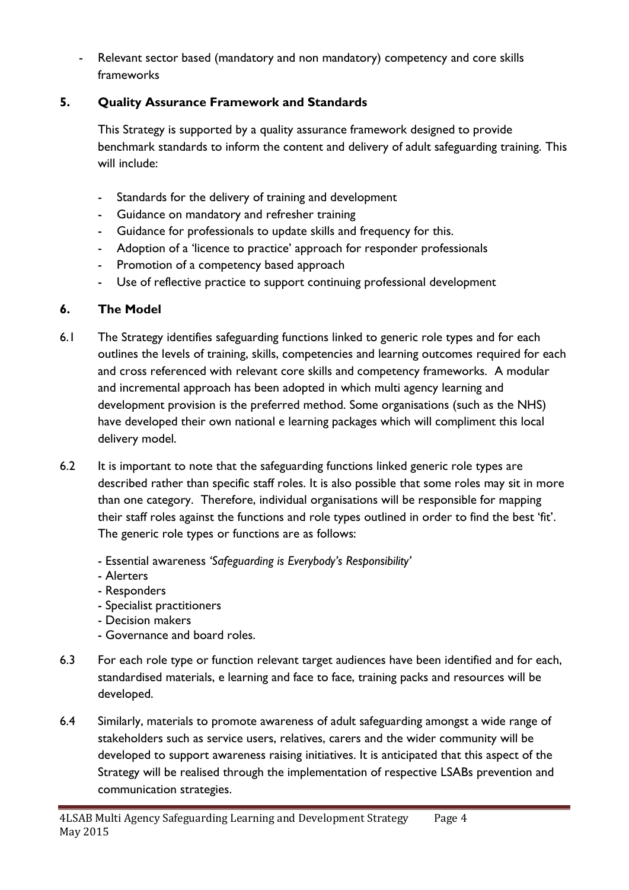- Relevant sector based (mandatory and non mandatory) competency and core skills frameworks

## 5. Quality Assurance Framework and Standards

This Strategy is supported by a quality assurance framework designed to provide benchmark standards to inform the content and delivery of adult safeguarding training. This will include:

- Standards for the delivery of training and development
- Guidance on mandatory and refresher training
- Guidance for professionals to update skills and frequency for this.
- Adoption of a 'licence to practice' approach for responder professionals
- Promotion of a competency based approach
- Use of reflective practice to support continuing professional development

## 6. The Model

6.1 The Strategy identifies safeguarding functions linked to generic role types and for each outlines the levels of training, skills, competencies and learning outcomes required for each and cross referenced with relevant core skills and competency frameworks. A modular and incremental approach has been adopted in which multi agency learning and development provision is the preferred method. Some organisations (such as the NHS) have developed their own national e learning packages which will compliment this local delivery model.

6.2 It is important to note that the safeguarding functions linked generic role types are described rather than specific staff roles. It is also possible that some roles may sit in more than one category. Therefore, individual organisations will be responsible for mapping their staff roles against the functions and role types outlined in order to find the best 'fit'. The generic role types or functions are as follows:

- Essential awareness *'Safeguarding is Everybody's Responsibility'*
- Alerters
- Responders
- Specialist practitioners
- Decision makers
- Governance and board roles.

6.3 For each role type or function relevant target audiences have been identified and for each, standardised materials, e learning and face to face, training packs and resources will be developed.

6.4 Similarly, materials to promote awareness of adult safeguarding amongst a wide range of stakeholders such as service users, relatives, carers and the wider community will be developed to support awareness raising initiatives. It is anticipated that this aspect of the Strategy will be realised through the implementation of respective LSABs prevention and communication strategies.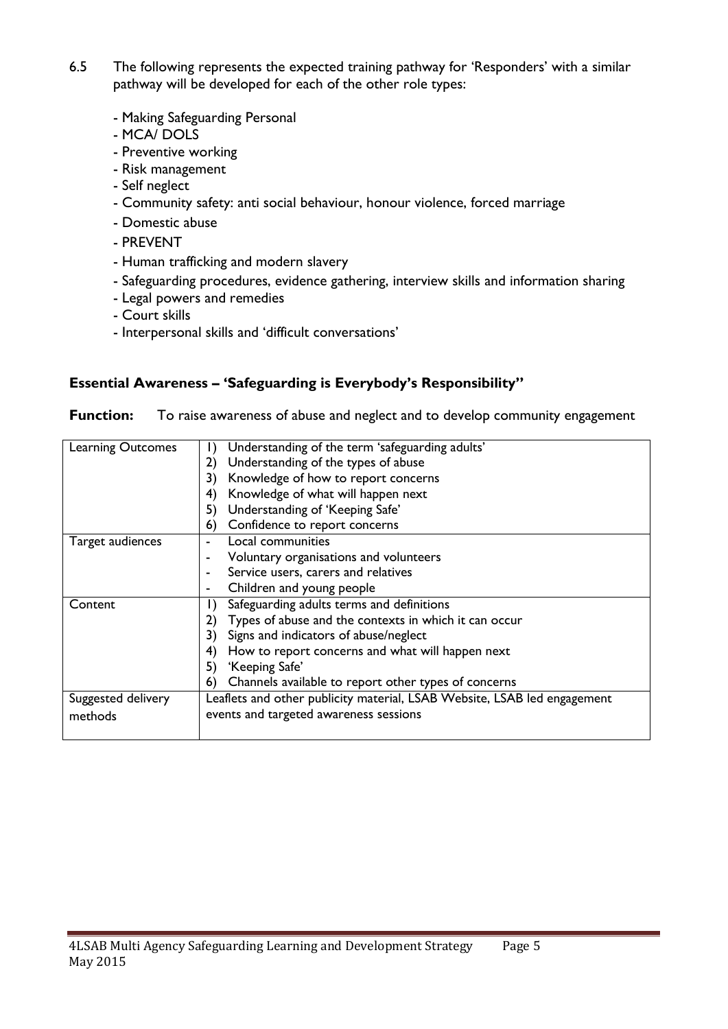6.5 The following represents the expected training pathway for 'Responders' with a similar pathway will be developed for each of the other role types:

- Making Safeguarding Personal
- MCA/ DOLS
- Preventive working
- Risk management
- Self neglect
- Community safety: anti social behaviour, honour violence, forced marriage
- Domestic abuse
- PREVENT
- Human trafficking and modern slavery
- Safeguarding procedures, evidence gathering, interview skills and information sharing
- Legal powers and remedies
- Court skills
- Interpersonal skills and 'difficult conversations'

### Essential Awareness – 'Safeguarding is Everybody's Responsibility''

**Function:** To raise awareness of abuse and neglect and to develop community engagement

| | |
|---|---|
| Learning Outcomes | 1) Understanding of the term 'safeguarding adults'<br>2) Understanding of the types of abuse<br>3) Knowledge of how to report concerns<br>4) Knowledge of what will happen next<br>5) Understanding of 'Keeping Safe'<br>6) Confidence to report concerns |
| Target audiences | - Local communities<br>- Voluntary organisations and volunteers<br>- Service users, carers and relatives<br>- Children and young people |
| Content | 1) Safeguarding adults terms and definitions<br>2) Types of abuse and the contexts in which it can occur<br>3) Signs and indicators of abuse/neglect<br>4) How to report concerns and what will happen next<br>5) 'Keeping Safe'<br>6) Channels available to report other types of concerns |
| Suggested delivery methods | Leaflets and other publicity material, LSAB Website, LSAB led engagement events and targeted awareness sessions |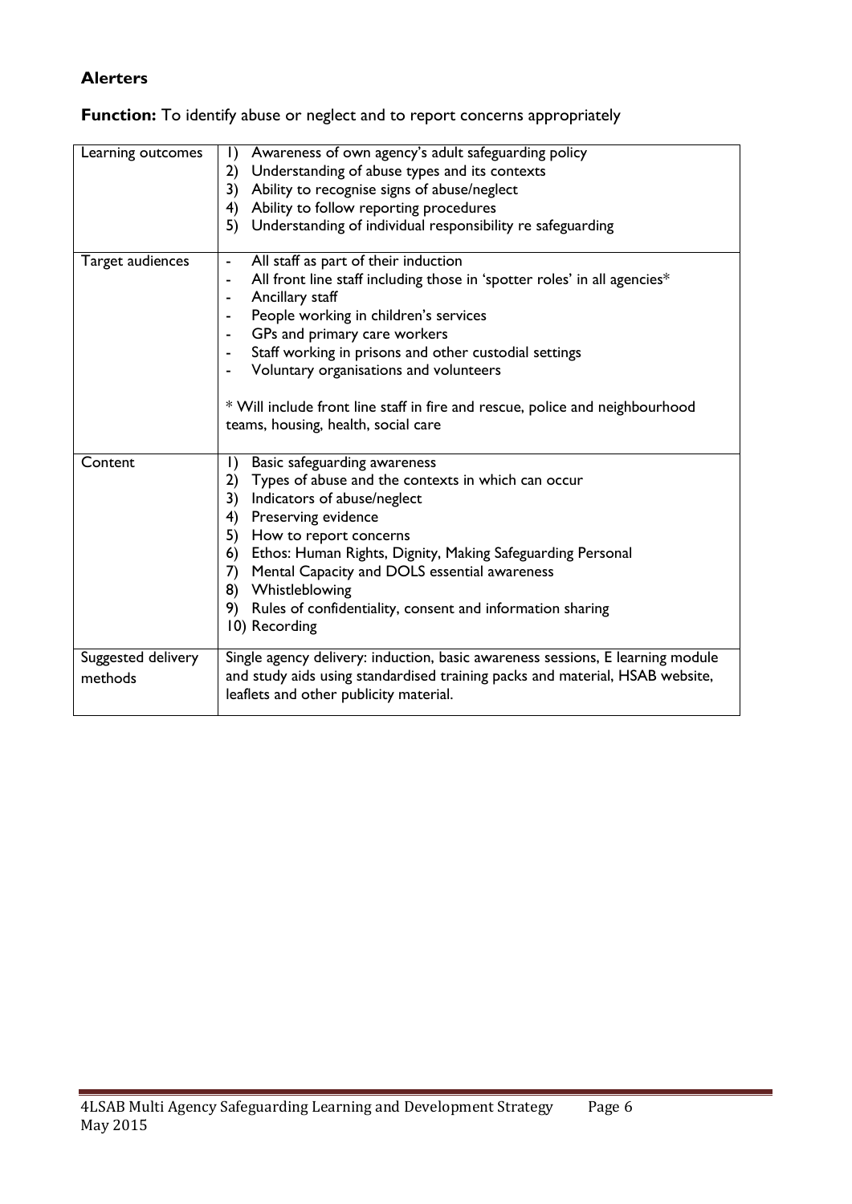### Alerters

**Function:** To identify abuse or neglect and to report concerns appropriately

| | |
|---|---|
| Learning outcomes | 1) Awareness of own agency's adult safeguarding policy<br>2) Understanding of abuse types and its contexts<br>3) Ability to recognise signs of abuse/neglect<br>4) Ability to follow reporting procedures<br>5) Understanding of individual responsibility re safeguarding |
| Target audiences | - All staff as part of their induction<br>- All front line staff including those in 'spotter roles' in all agencies*<br>- Ancillary staff<br>- People working in children's services<br>- GPs and primary care workers<br>- Staff working in prisons and other custodial settings<br>- Voluntary organisations and volunteers<br><br>* Will include front line staff in fire and rescue, police and neighbourhood teams, housing, health, social care |
| Content | 1) Basic safeguarding awareness<br>2) Types of abuse and the contexts in which can occur<br>3) Indicators of abuse/neglect<br>4) Preserving evidence<br>5) How to report concerns<br>6) Ethos: Human Rights, Dignity, Making Safeguarding Personal<br>7) Mental Capacity and DOLS essential awareness<br>8) Whistleblowing<br>9) Rules of confidentiality, consent and information sharing<br>10) Recording |
| Suggested delivery methods | Single agency delivery: induction, basic awareness sessions, E learning module and study aids using standardised training packs and material, HSAB website, leaflets and other publicity material. |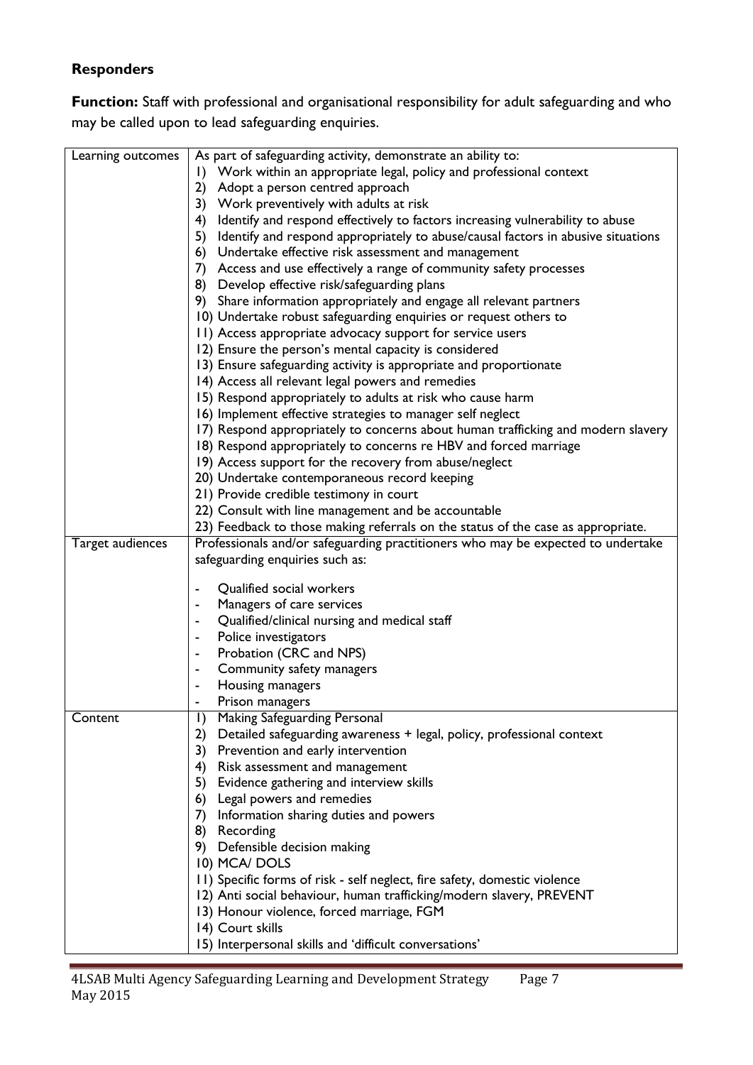**Responders**

**Function:** Staff with professional and organisational responsibility for adult safeguarding and who may be called upon to lead safeguarding enquiries.

| | |
|---|---|
| Learning outcomes | As part of safeguarding activity, demonstrate an ability to:<br>1) Work within an appropriate legal, policy and professional context<br>2) Adopt a person centred approach<br>3) Work preventively with adults at risk<br>4) Identify and respond effectively to factors increasing vulnerability to abuse<br>5) Identify and respond appropriately to abuse/causal factors in abusive situations<br>6) Undertake effective risk assessment and management<br>7) Access and use effectively a range of community safety processes<br>8) Develop effective risk/safeguarding plans<br>9) Share information appropriately and engage all relevant partners<br>10) Undertake robust safeguarding enquiries or request others to<br>11) Access appropriate advocacy support for service users<br>12) Ensure the person's mental capacity is considered<br>13) Ensure safeguarding activity is appropriate and proportionate<br>14) Access all relevant legal powers and remedies<br>15) Respond appropriately to adults at risk who cause harm<br>16) Implement effective strategies to manager self neglect<br>17) Respond appropriately to concerns about human trafficking and modern slavery<br>18) Respond appropriately to concerns re HBV and forced marriage<br>19) Access support for the recovery from abuse/neglect<br>20) Undertake contemporaneous record keeping<br>21) Provide credible testimony in court<br>22) Consult with line management and be accountable<br>23) Feedback to those making referrals on the status of the case as appropriate. |
| Target audiences | Professionals and/or safeguarding practitioners who may be expected to undertake safeguarding enquiries such as:<br><br>- Qualified social workers<br>- Managers of care services<br>- Qualified/clinical nursing and medical staff<br>- Police investigators<br>- Probation (CRC and NPS)<br>- Community safety managers<br>- Housing managers<br>- Prison managers |
| Content | 1) Making Safeguarding Personal<br>2) Detailed safeguarding awareness + legal, policy, professional context<br>3) Prevention and early intervention<br>4) Risk assessment and management<br>5) Evidence gathering and interview skills<br>6) Legal powers and remedies<br>7) Information sharing duties and powers<br>8) Recording<br>9) Defensible decision making<br>10) MCA/ DOLS<br>11) Specific forms of risk - self neglect, fire safety, domestic violence<br>12) Anti social behaviour, human trafficking/modern slavery, PREVENT<br>13) Honour violence, forced marriage, FGM<br>14) Court skills<br>15) Interpersonal skills and 'difficult conversations' |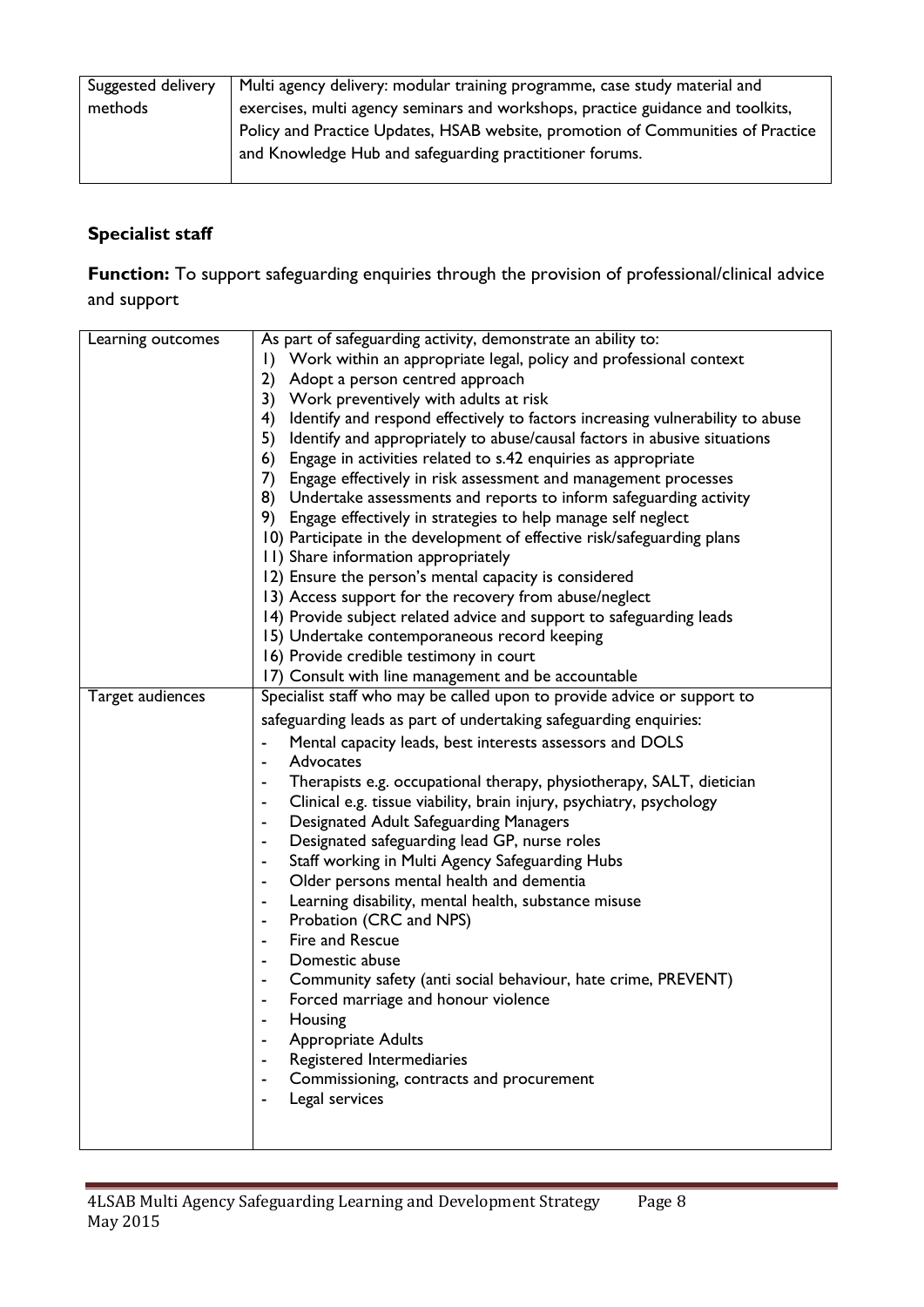| Suggested delivery methods | Multi agency delivery: modular training programme, case study material and exercises, multi agency seminars and workshops, practice guidance and toolkits, Policy and Practice Updates, HSAB website, promotion of Communities of Practice and Knowledge Hub and safeguarding practitioner forums. |
|---|---|

## Specialist staff

**Function:** To support safeguarding enquiries through the provision of professional/clinical advice and support

| Learning outcomes | As part of safeguarding activity, demonstrate an ability to:<br>1) Work within an appropriate legal, policy and professional context<br>2) Adopt a person centred approach<br>3) Work preventively with adults at risk<br>4) Identify and respond effectively to factors increasing vulnerability to abuse<br>5) Identify and appropriately to abuse/causal factors in abusive situations<br>6) Engage in activities related to s.42 enquiries as appropriate<br>7) Engage effectively in risk assessment and management processes<br>8) Undertake assessments and reports to inform safeguarding activity<br>9) Engage effectively in strategies to help manage self neglect<br>10) Participate in the development of effective risk/safeguarding plans<br>11) Share information appropriately<br>12) Ensure the person's mental capacity is considered<br>13) Access support for the recovery from abuse/neglect<br>14) Provide subject related advice and support to safeguarding leads<br>15) Undertake contemporaneous record keeping<br>16) Provide credible testimony in court<br>17) Consult with line management and be accountable |
|---|---|
| Target audiences | Specialist staff who may be called upon to provide advice or support to safeguarding leads as part of undertaking safeguarding enquiries:<br>- Mental capacity leads, best interests assessors and DOLS<br>- Advocates<br>- Therapists e.g. occupational therapy, physiotherapy, SALT, dietician<br>- Clinical e.g. tissue viability, brain injury, psychiatry, psychology<br>- Designated Adult Safeguarding Managers<br>- Designated safeguarding lead GP, nurse roles<br>- Staff working in Multi Agency Safeguarding Hubs<br>- Older persons mental health and dementia<br>- Learning disability, mental health, substance misuse<br>- Probation (CRC and NPS)<br>- Fire and Rescue<br>- Domestic abuse<br>- Community safety (anti social behaviour, hate crime, PREVENT)<br>- Forced marriage and honour violence<br>- Housing<br>- Appropriate Adults<br>- Registered Intermediaries<br>- Commissioning, contracts and procurement<br>- Legal services |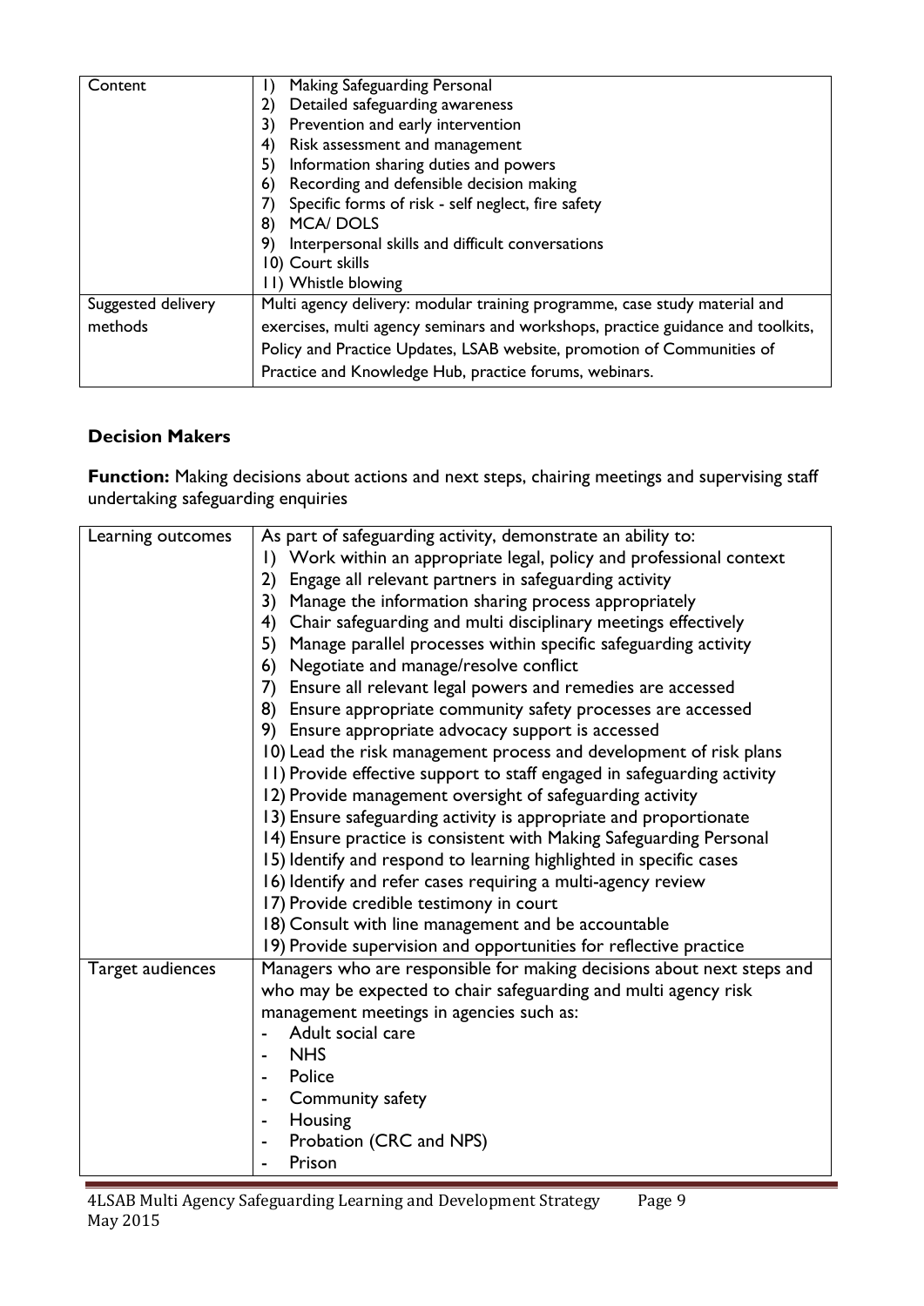| Content | 1) Making Safeguarding Personal<br>2) Detailed safeguarding awareness<br>3) Prevention and early intervention<br>4) Risk assessment and management<br>5) Information sharing duties and powers<br>6) Recording and defensible decision making<br>7) Specific forms of risk - self neglect, fire safety<br>8) MCA/ DOLS<br>9) Interpersonal skills and difficult conversations<br>10) Court skills<br>11) Whistle blowing |
|---|---|
| Suggested delivery methods | Multi agency delivery: modular training programme, case study material and exercises, multi agency seminars and workshops, practice guidance and toolkits, Policy and Practice Updates, LSAB website, promotion of Communities of Practice and Knowledge Hub, practice forums, webinars. |

### Decision Makers

**Function:** Making decisions about actions and next steps, chairing meetings and supervising staff undertaking safeguarding enquiries

| Learning outcomes | As part of safeguarding activity, demonstrate an ability to:<br>1) Work within an appropriate legal, policy and professional context<br>2) Engage all relevant partners in safeguarding activity<br>3) Manage the information sharing process appropriately<br>4) Chair safeguarding and multi disciplinary meetings effectively<br>5) Manage parallel processes within specific safeguarding activity<br>6) Negotiate and manage/resolve conflict<br>7) Ensure all relevant legal powers and remedies are accessed<br>8) Ensure appropriate community safety processes are accessed<br>9) Ensure appropriate advocacy support is accessed<br>10) Lead the risk management process and development of risk plans<br>11) Provide effective support to staff engaged in safeguarding activity<br>12) Provide management oversight of safeguarding activity<br>13) Ensure safeguarding activity is appropriate and proportionate<br>14) Ensure practice is consistent with Making Safeguarding Personal<br>15) Identify and respond to learning highlighted in specific cases<br>16) Identify and refer cases requiring a multi-agency review<br>17) Provide credible testimony in court<br>18) Consult with line management and be accountable<br>19) Provide supervision and opportunities for reflective practice |
|---|---|
| Target audiences | Managers who are responsible for making decisions about next steps and who may be expected to chair safeguarding and multi agency risk management meetings in agencies such as:<br>- Adult social care<br>- NHS<br>- Police<br>- Community safety<br>- Housing<br>- Probation (CRC and NPS)<br>- Prison |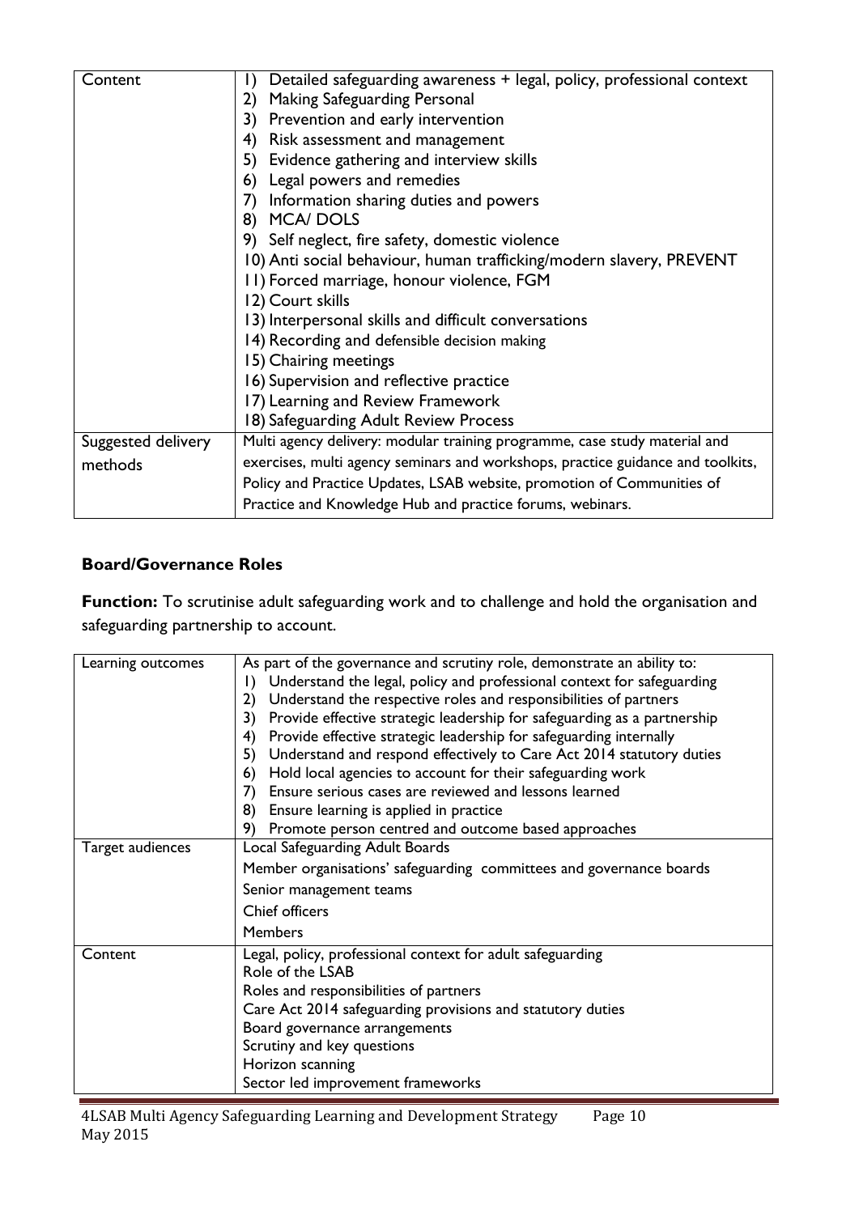| | |
|---|---|
| Content | 1) Detailed safeguarding awareness + legal, policy, professional context<br>2) Making Safeguarding Personal<br>3) Prevention and early intervention<br>4) Risk assessment and management<br>5) Evidence gathering and interview skills<br>6) Legal powers and remedies<br>7) Information sharing duties and powers<br>8) MCA/ DOLS<br>9) Self neglect, fire safety, domestic violence<br>10) Anti social behaviour, human trafficking/modern slavery, PREVENT<br>11) Forced marriage, honour violence, FGM<br>12) Court skills<br>13) Interpersonal skills and difficult conversations<br>14) Recording and defensible decision making<br>15) Chairing meetings<br>16) Supervision and reflective practice<br>17) Learning and Review Framework<br>18) Safeguarding Adult Review Process |
| Suggested delivery methods | Multi agency delivery: modular training programme, case study material and exercises, multi agency seminars and workshops, practice guidance and toolkits, Policy and Practice Updates, LSAB website, promotion of Communities of Practice and Knowledge Hub and practice forums, webinars. |

**Board/Governance Roles**

**Function:** To scrutinise adult safeguarding work and to challenge and hold the organisation and safeguarding partnership to account.

| | |
|---|---|
| Learning outcomes | As part of the governance and scrutiny role, demonstrate an ability to:<br>1) Understand the legal, policy and professional context for safeguarding<br>2) Understand the respective roles and responsibilities of partners<br>3) Provide effective strategic leadership for safeguarding as a partnership<br>4) Provide effective strategic leadership for safeguarding internally<br>5) Understand and respond effectively to Care Act 2014 statutory duties<br>6) Hold local agencies to account for their safeguarding work<br>7) Ensure serious cases are reviewed and lessons learned<br>8) Ensure learning is applied in practice<br>9) Promote person centred and outcome based approaches |
| Target audiences | Local Safeguarding Adult Boards<br>Member organisations' safeguarding committees and governance boards<br>Senior management teams<br>Chief officers<br>Members |
| Content | Legal, policy, professional context for adult safeguarding<br>Role of the LSAB<br>Roles and responsibilities of partners<br>Care Act 2014 safeguarding provisions and statutory duties<br>Board governance arrangements<br>Scrutiny and key questions<br>Horizon scanning<br>Sector led improvement frameworks |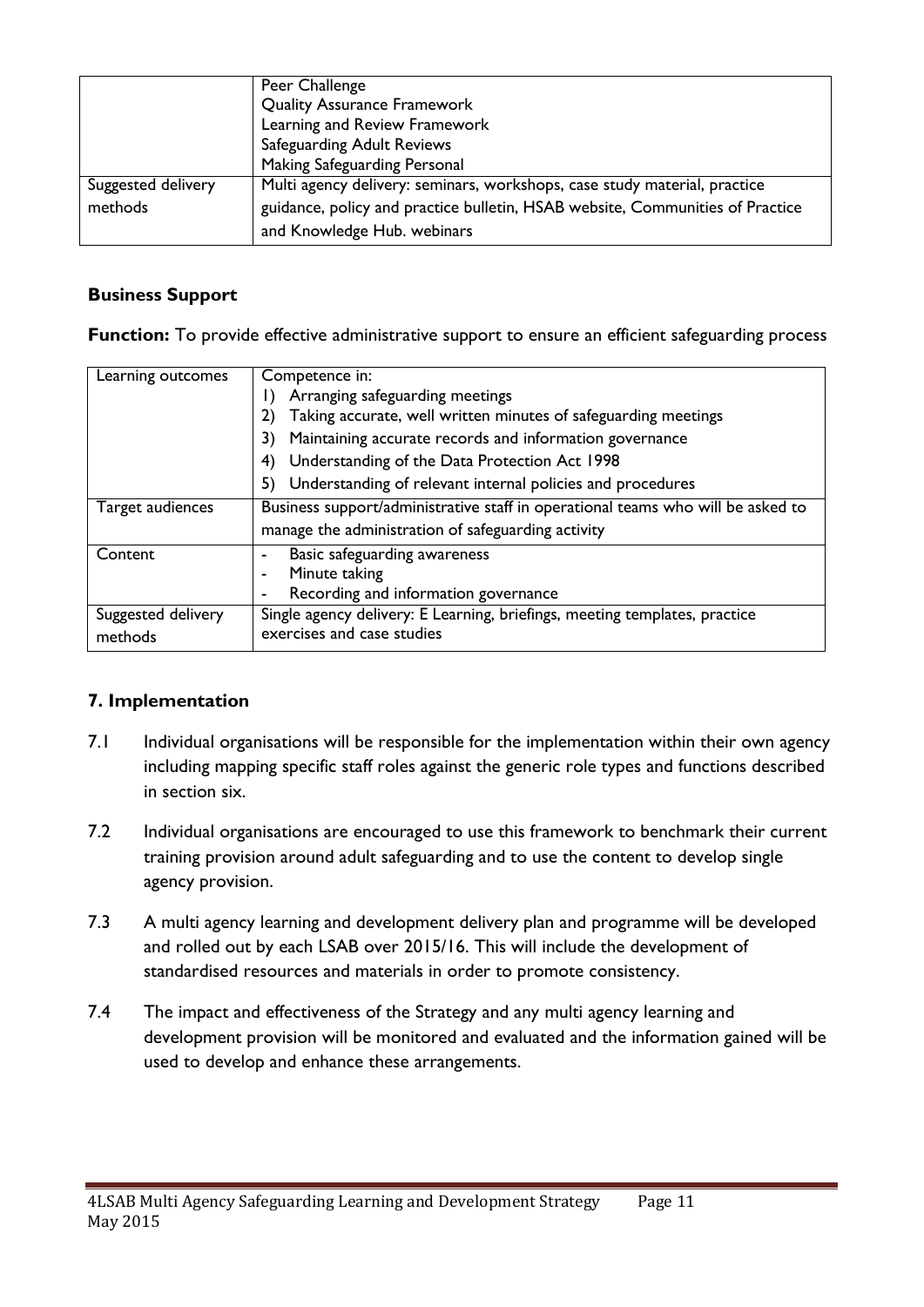| | |
|---|---|
| | Peer Challenge<br>Quality Assurance Framework<br>Learning and Review Framework<br>Safeguarding Adult Reviews<br>Making Safeguarding Personal |
| Suggested delivery methods | Multi agency delivery: seminars, workshops, case study material, practice guidance, policy and practice bulletin, HSAB website, Communities of Practice and Knowledge Hub. webinars |

**Business Support**

**Function:** To provide effective administrative support to ensure an efficient safeguarding process

| | |
|---|---|
| Learning outcomes | Competence in:<br>1) Arranging safeguarding meetings<br>2) Taking accurate, well written minutes of safeguarding meetings<br>3) Maintaining accurate records and information governance<br>4) Understanding of the Data Protection Act 1998<br>5) Understanding of relevant internal policies and procedures |
| Target audiences | Business support/administrative staff in operational teams who will be asked to manage the administration of safeguarding activity |
| Content | - Basic safeguarding awareness<br>- Minute taking<br>- Recording and information governance |
| Suggested delivery methods | Single agency delivery: E Learning, briefings, meeting templates, practice exercises and case studies |

## 7. Implementation

7.1 Individual organisations will be responsible for the implementation within their own agency including mapping specific staff roles against the generic role types and functions described in section six.

7.2 Individual organisations are encouraged to use this framework to benchmark their current training provision around adult safeguarding and to use the content to develop single agency provision.

7.3 A multi agency learning and development delivery plan and programme will be developed and rolled out by each LSAB over 2015/16. This will include the development of standardised resources and materials in order to promote consistency.

7.4 The impact and effectiveness of the Strategy and any multi agency learning and development provision will be monitored and evaluated and the information gained will be used to develop and enhance these arrangements.